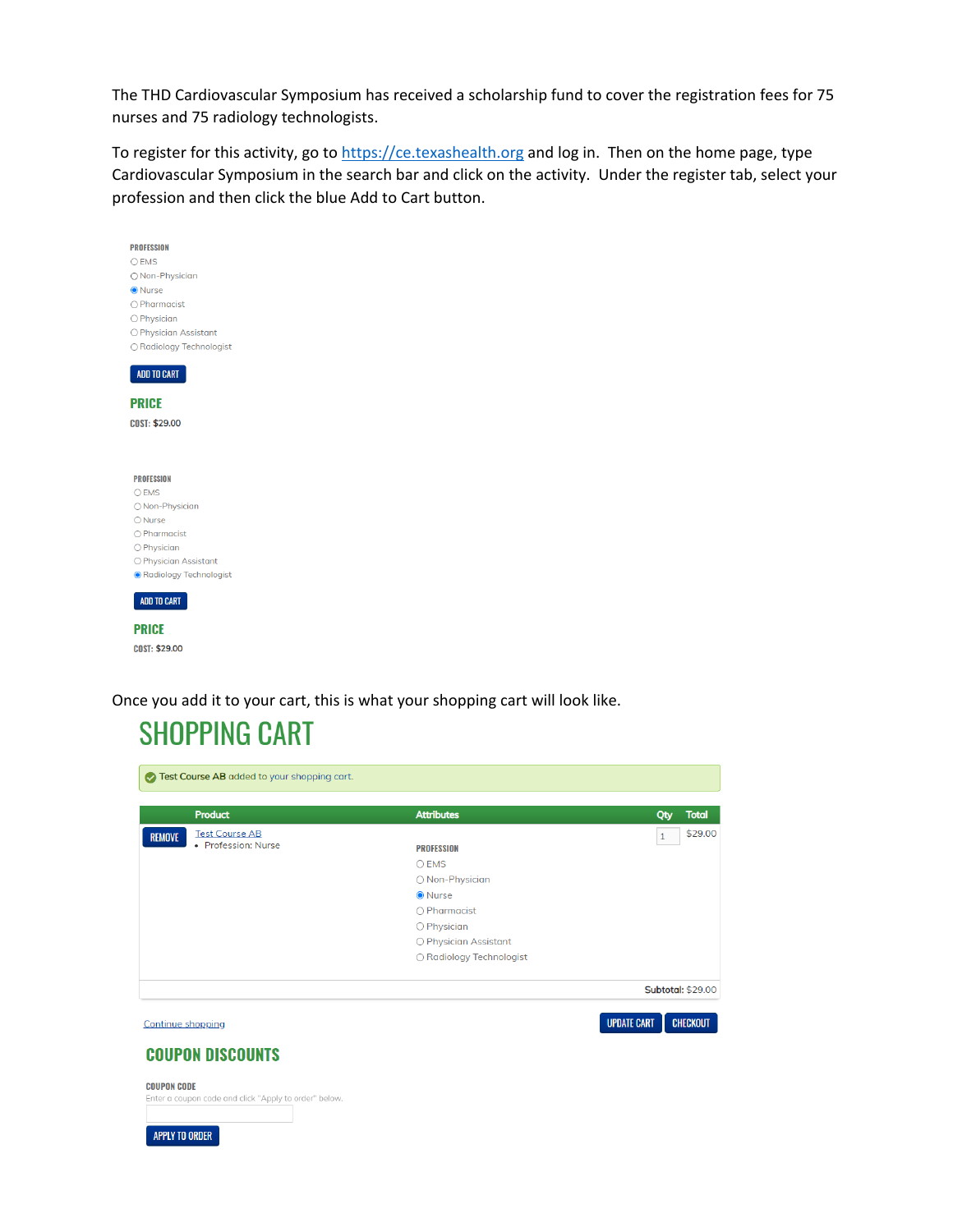The THD Cardiovascular Symposium has received a scholarship fund to cover the registration fees for 75 nurses and 75 radiology technologists.

To register for this activity, go to [https://ce.texashealth.org](https://ce.texashealth.org) and log in. Then on the home page, type Cardiovascular Symposium in the search bar and click on the activity. Under the register tab, select your profession and then click the blue Add to Cart button.

**PROFESSION**

- ○ EMS
- ○ Non-Physician
- ◉ Nurse
- ○ Pharmacist
- ○ Physician
- ○ Physician Assistant
- ○ Radiology Technologist

ADD TO CART

**PRICE**

**COST:** $29.00

**PROFESSION**

- ○ EMS
- ○ Non-Physician
- ○ Nurse
- ○ Pharmacist
- ○ Physician
- ○ Physician Assistant
- ◉ Radiology Technologist

ADD TO CART

**PRICE**

**COST:** $29.00

Once you add it to your cart, this is what your shopping cart will look like.

# SHOPPING CART

Test Course AB added to your shopping cart.

| | Product | Attributes | Qty | Total |
|---|---|---|---|---|
| REMOVE | Test Course AB<br>• Profession: Nurse | **PROFESSION**<br>○ EMS<br>○ Non-Physician<br>◉ Nurse<br>○ Pharmacist<br>○ Physician<br>○ Physician Assistant<br>○ Radiology Technologist | 1 | $29.00 |

**Subtotal:** $29.00

Continue shopping

UPDATE CART CHECKOUT

## COUPON DISCOUNTS

**COUPON CODE**

Enter a coupon code and click "Apply to order" below.

APPLY TO ORDER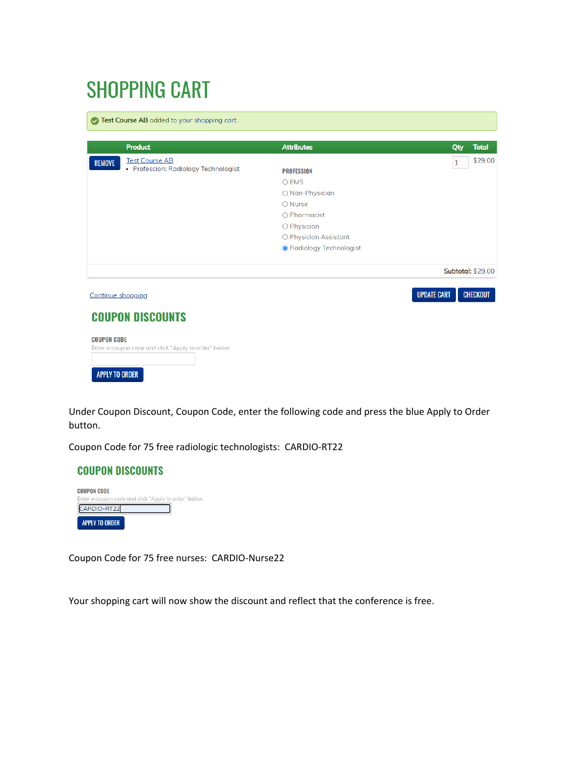# SHOPPING CART

Test Course AB added to your shopping cart.

| | Product | Attributes | Qty | Total |
|---|---|---|---|---|
| REMOVE | Test Course AB<br>• Profession: Radiology Technologist | **PROFESSION**<br>○ EMS<br>○ Non-Physician<br>○ Nurse<br>○ Pharmacist<br>○ Physician<br>○ Physician Assistant<br>◉ Radiology Technologist | 1 | $29.00 |

**Subtotal:** $29.00

Continue shopping

UPDATE CART CHECKOUT

## COUPON DISCOUNTS

**COUPON CODE**

Enter a coupon code and click "Apply to order" below.

APPLY TO ORDER

Under Coupon Discount, Coupon Code, enter the following code and press the blue Apply to Order button.

Coupon Code for 75 free radiologic technologists: CARDIO-RT22

## COUPON DISCOUNTS

**COUPON CODE**

Enter a coupon code and click "Apply to order" below.

CARDIO-RT22

APPLY TO ORDER

Coupon Code for 75 free nurses: CARDIO-Nurse22

Your shopping cart will now show the discount and reflect that the conference is free.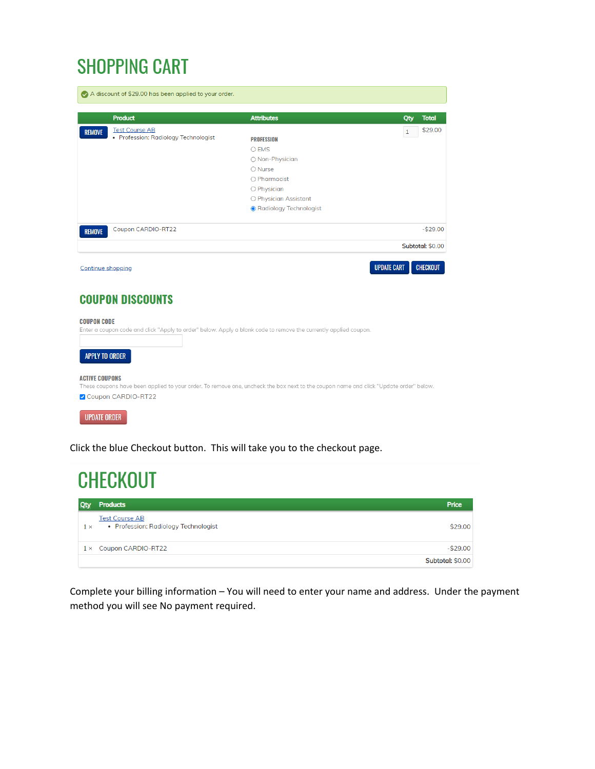# SHOPPING CART

A discount of $29.00 has been applied to your order.

| | Product | Attributes | Qty | Total |
|---|---|---|---|---|
| REMOVE | Test Course AB<br>• Profession: Radiology Technologist | **PROFESSION**<br>○ EMS<br>○ Non-Physician<br>○ Nurse<br>○ Pharmacist<br>○ Physician<br>○ Physician Assistant<br>◉ Radiology Technologist | 1 | $29.00 |
| REMOVE | Coupon CARDIO-RT22 | | | -$29.00 |
| | | | | **Subtotal:** $0.00 |

Continue shopping

UPDATE CART  CHECKOUT

## COUPON DISCOUNTS

**COUPON CODE**

Enter a coupon code and click "Apply to order" below. Apply a blank code to remove the currently applied coupon.

APPLY TO ORDER

**ACTIVE COUPONS**

These coupons have been applied to your order. To remove one, uncheck the box next to the coupon name and click "Update order" below.

☑ Coupon CARDIO-RT22

UPDATE ORDER

Click the blue Checkout button. This will take you to the checkout page.

# CHECKOUT

| Qty | Products | Price |
|---|---|---|
| 1 × | Test Course AB<br>• Profession: Radiology Technologist | $29.00 |
| 1 × | Coupon CARDIO-RT22 | -$29.00 |
| | | **Subtotal:** $0.00 |

Complete your billing information – You will need to enter your name and address. Under the payment method you will see No payment required.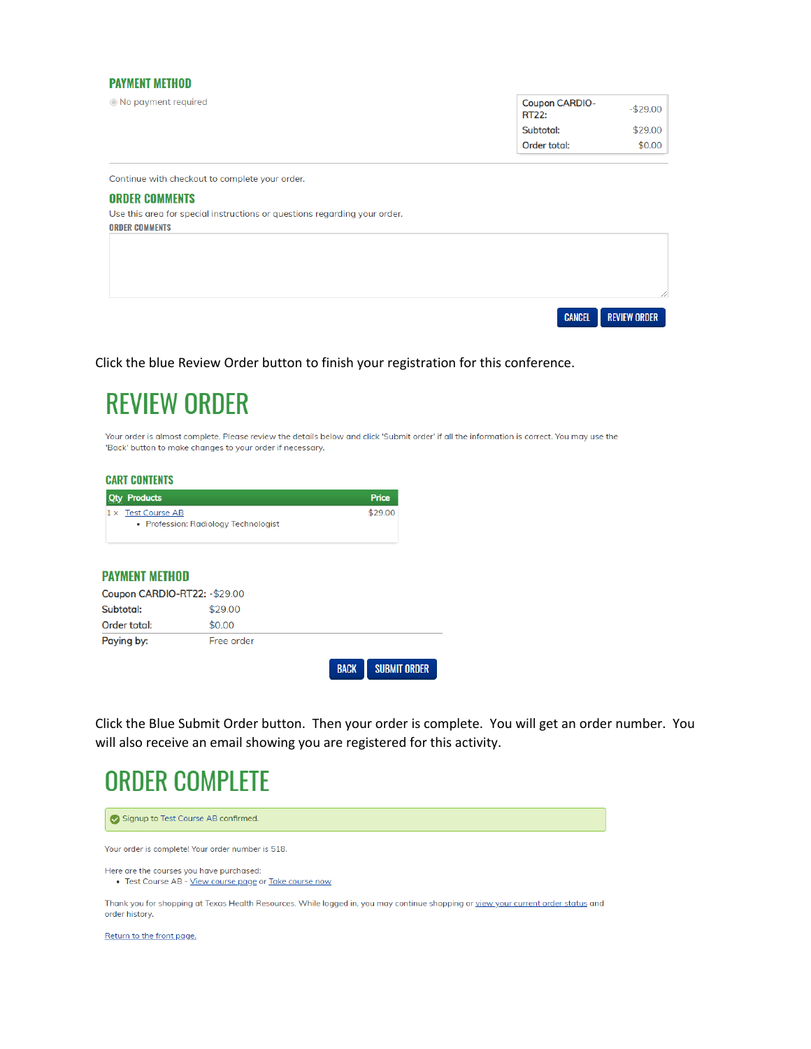## PAYMENT METHOD

No payment required

| | |
|---|---|
| Coupon CARDIO-RT22: | -$29.00 |
| Subtotal: | $29.00 |
| Order total: | $0.00 |

Continue with checkout to complete your order.

## ORDER COMMENTS

Use this area for special instructions or questions regarding your order.

ORDER COMMENTS

CANCEL REVIEW ORDER

Click the blue Review Order button to finish your registration for this conference.

# REVIEW ORDER

Your order is almost complete. Please review the details below and click 'Submit order' if all the information is correct. You may use the 'Back' button to make changes to your order if necessary.

## CART CONTENTS

| Qty | Products | Price |
|---|---|---|
| 1 × | Test Course AB<br>• Profession: Radiology Technologist | $29.00 |

## PAYMENT METHOD

| | |
|---|---|
| Coupon CARDIO-RT22: | -$29.00 |
| Subtotal: | $29.00 |
| Order total: | $0.00 |
| Paying by: | Free order |

BACK SUBMIT ORDER

Click the Blue Submit Order button. Then your order is complete. You will get an order number. You will also receive an email showing you are registered for this activity.

# ORDER COMPLETE

Signup to Test Course AB confirmed.

Your order is complete! Your order number is 518.

Here are the courses you have purchased:

- Test Course AB - View course page or Take course now

Thank you for shopping at Texas Health Resources. While logged in, you may continue shopping or view your current order status and order history.

Return to the front page.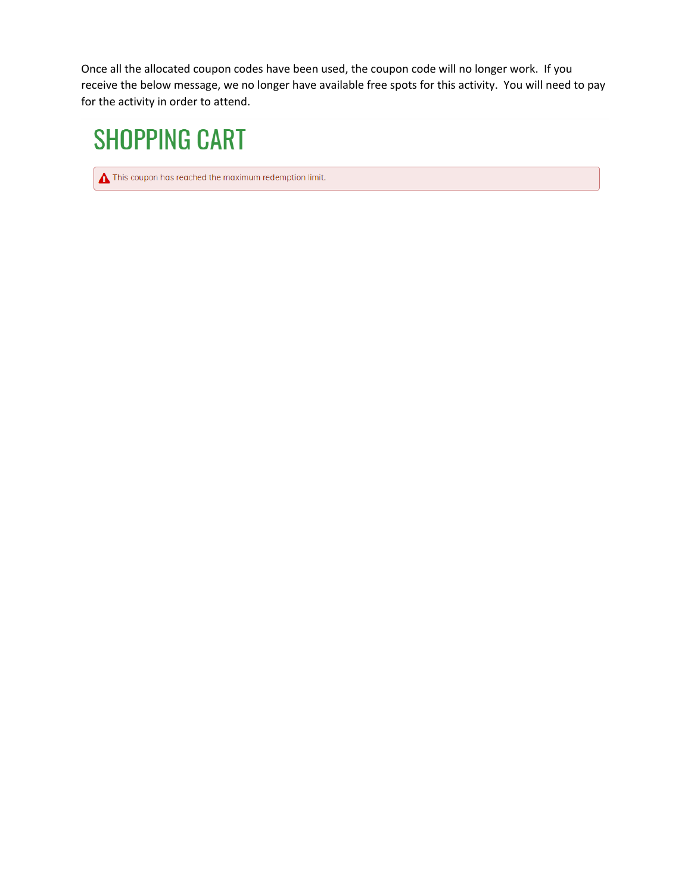Once all the allocated coupon codes have been used, the coupon code will no longer work. If you receive the below message, we no longer have available free spots for this activity. You will need to pay for the activity in order to attend.

# SHOPPING CART

This coupon has reached the maximum redemption limit.